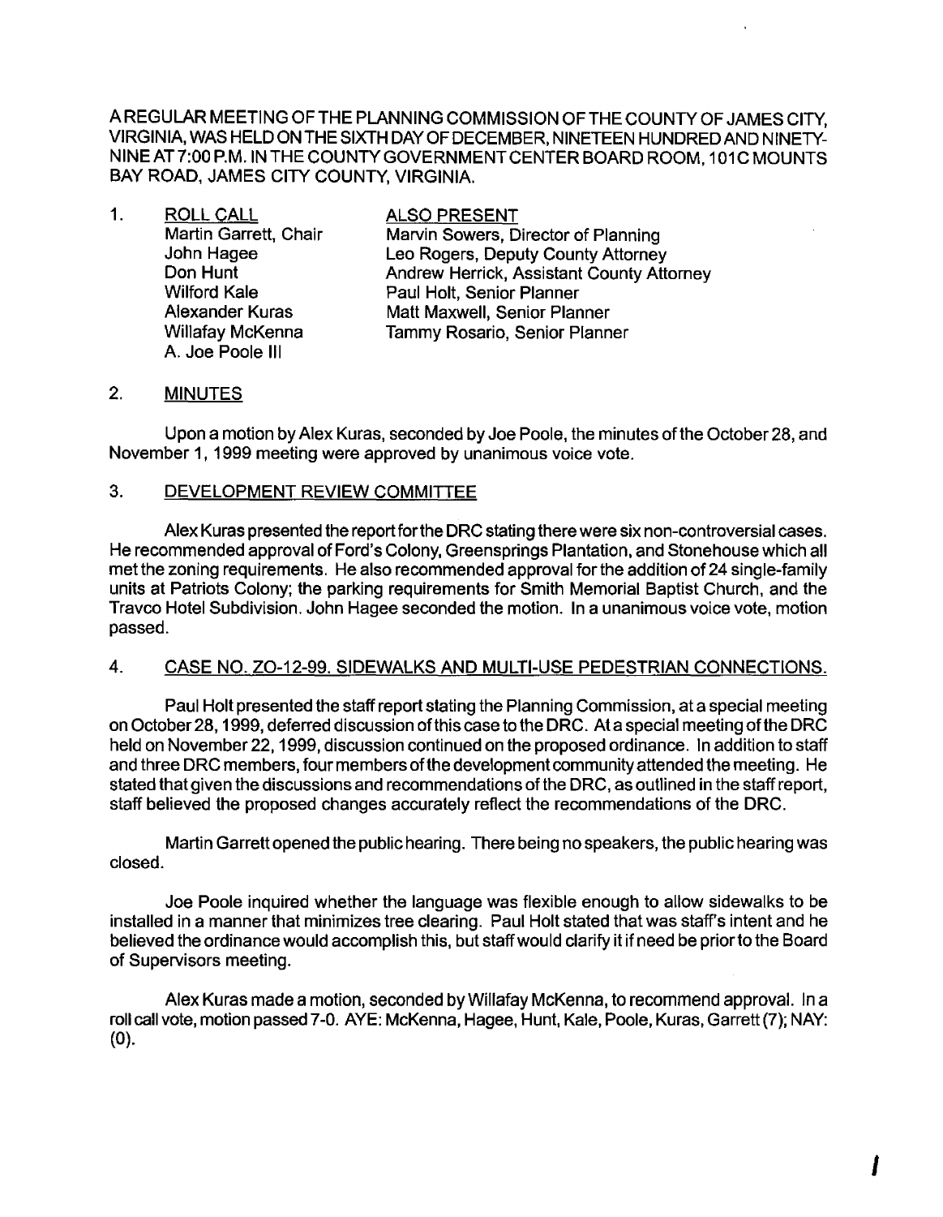A REGULAR MEETING OF THE PLANNING COMMISSION OF THE COUNTY OF JAMES CITY, VIRGINIA, WAS HELD ON THE SIXTH DAY OF DECEMBER, NINETEEN HUNDRED AND NINETY-NINE AT 7:00 P.M. IN THE COUNTY GOVERNMENT CENTER BOARD ROOM, 101C MOUNTS BAY ROAD, JAMES CITY COUNTY, VIRGINIA.

1. ROLL CALL

| ROLL CALL | ALSO PRESENT |
|---|---|
| Martin Garrett, Chair | Marvin Sowers, Director of Planning |
| John Hagee | Leo Rogers, Deputy County Attorney |
| Don Hunt | Andrew Herrick, Assistant County Attorney |
| Wilford Kale | Paul Holt, Senior Planner |
| Alexander Kuras | Matt Maxwell, Senior Planner |
| Willafay McKenna | Tammy Rosario, Senior Planner |
| A. Joe Poole III | |

2. MINUTES

Upon a motion by Alex Kuras, seconded by Joe Poole, the minutes of the October 28, and November 1, 1999 meeting were approved by unanimous voice vote.

3. DEVELOPMENT REVIEW COMMITTEE

Alex Kuras presented the report for the DRC stating there were six non-controversial cases. He recommended approval of Ford's Colony, Greensprings Plantation, and Stonehouse which all met the zoning requirements. He also recommended approval for the addition of 24 single-family units at Patriots Colony; the parking requirements for Smith Memorial Baptist Church, and the Travco Hotel Subdivision. John Hagee seconded the motion. In a unanimous voice vote, motion passed.

4. CASE NO. ZO-12-99. SIDEWALKS AND MULTI-USE PEDESTRIAN CONNECTIONS.

Paul Holt presented the staff report stating the Planning Commission, at a special meeting on October 28, 1999, deferred discussion of this case to the DRC. At a special meeting of the DRC held on November 22, 1999, discussion continued on the proposed ordinance. In addition to staff and three DRC members, four members of the development community attended the meeting. He stated that given the discussions and recommendations of the DRC, as outlined in the staff report, staff believed the proposed changes accurately reflect the recommendations of the DRC.

Martin Garrett opened the public hearing. There being no speakers, the public hearing was closed.

Joe Poole inquired whether the language was flexible enough to allow sidewalks to be installed in a manner that minimizes tree clearing. Paul Holt stated that was staff's intent and he believed the ordinance would accomplish this, but staff would clarify it if need be prior to the Board of Supervisors meeting.

Alex Kuras made a motion, seconded by Willafay McKenna, to recommend approval. In a roll call vote, motion passed 7-0. AYE: McKenna, Hagee, Hunt, Kale, Poole, Kuras, Garrett (7); NAY: (0).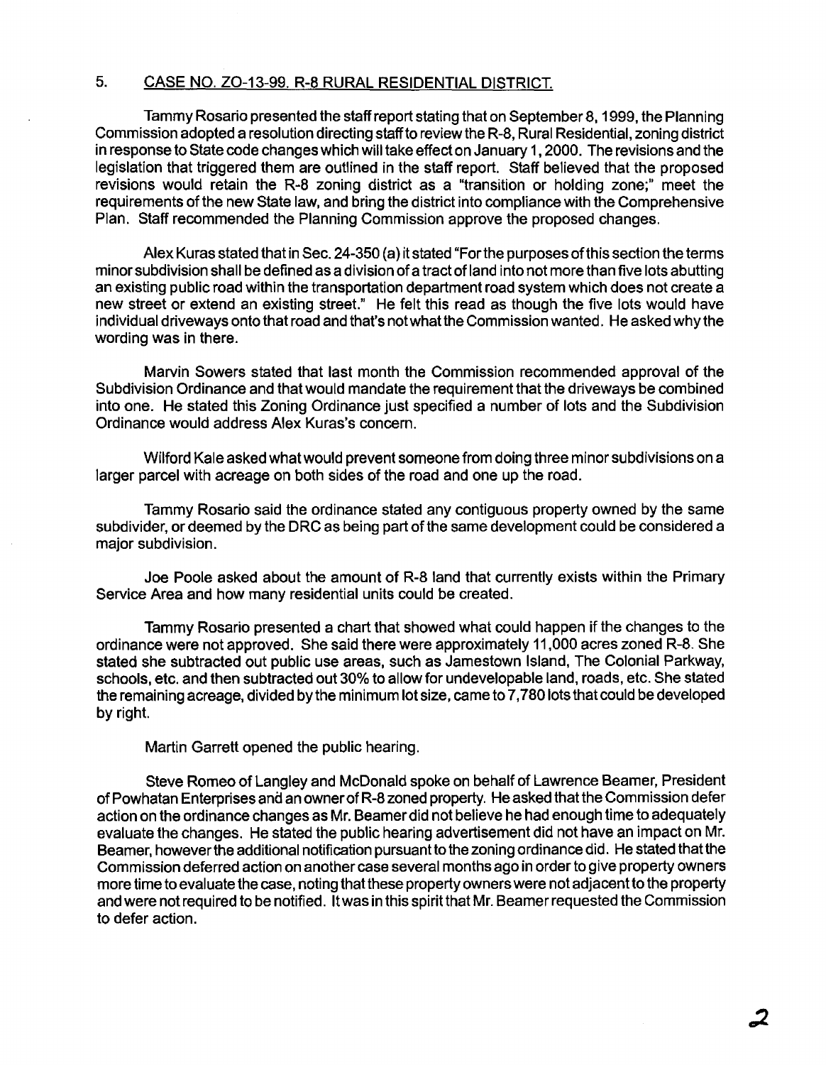## 5. CASE NO. ZO-13-99. R-8 RURAL RESIDENTIAL DISTRICT.

Tammy Rosario presented the staff report stating that on September 8, 1999, the Planning Commission adopted a resolution directing staff to review the R-8, Rural Residential, zoning district in response to State code changes which will take effect on January 1, 2000. The revisions and the legislation that triggered them are outlined in the staff report. Staff believed that the proposed revisions would retain the R-8 zoning district as a "transition or holding zone;" meet the requirements of the new State law, and bring the district into compliance with the Comprehensive Plan. Staff recommended the Planning Commission approve the proposed changes.

Alex Kuras stated that in Sec. 24-350 (a) it stated "For the purposes of this section the terms minor subdivision shall be defined as a division of a tract of land into not more than five lots abutting an existing public road within the transportation department road system which does not create a new street or extend an existing street." He felt this read as though the five lots would have individual driveways onto that road and that's not what the Commission wanted. He asked why the wording was in there.

Marvin Sowers stated that last month the Commission recommended approval of the Subdivision Ordinance and that would mandate the requirement that the driveways be combined into one. He stated this Zoning Ordinance just specified a number of lots and the Subdivision Ordinance would address Alex Kuras's concern.

Wilford Kale asked what would prevent someone from doing three minor subdivisions on a larger parcel with acreage on both sides of the road and one up the road.

Tammy Rosario said the ordinance stated any contiguous property owned by the same subdivider, or deemed by the DRC as being part of the same development could be considered a major subdivision.

Joe Poole asked about the amount of R-8 land that currently exists within the Primary Service Area and how many residential units could be created.

Tammy Rosario presented a chart that showed what could happen if the changes to the ordinance were not approved. She said there were approximately 11,000 acres zoned R-8. She stated she subtracted out public use areas, such as Jamestown Island, The Colonial Parkway, schools, etc. and then subtracted out 30% to allow for undevelopable land, roads, etc. She stated the remaining acreage, divided by the minimum lot size, came to 7,780 lots that could be developed by right.

Martin Garrett opened the public hearing.

Steve Romeo of Langley and McDonald spoke on behalf of Lawrence Beamer, President of Powhatan Enterprises and an owner of R-8 zoned property. He asked that the Commission defer action on the ordinance changes as Mr. Beamer did not believe he had enough time to adequately evaluate the changes. He stated the public hearing advertisement did not have an impact on Mr. Beamer, however the additional notification pursuant to the zoning ordinance did. He stated that the Commission deferred action on another case several months ago in order to give property owners more time to evaluate the case, noting that these property owners were not adjacent to the property and were not required to be notified. It was in this spirit that Mr. Beamer requested the Commission to defer action.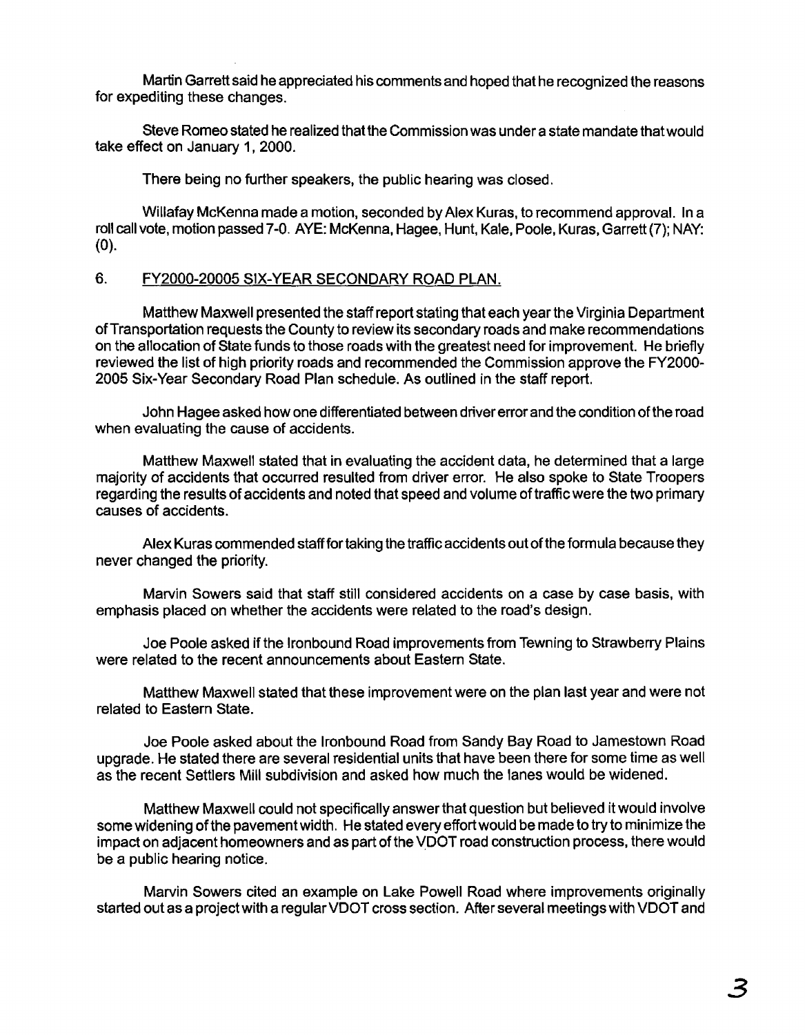Martin Garrett said he appreciated his comments and hoped that he recognized the reasons for expediting these changes.

Steve Romeo stated he realized that the Commission was under a state mandate that would take effect on January 1, 2000.

There being no further speakers, the public hearing was closed.

Willafay McKenna made a motion, seconded by Alex Kuras, to recommend approval. In a roll call vote, motion passed 7-0. AYE: McKenna, Hagee, Hunt, Kale, Poole, Kuras, Garrett (7); NAY: (0).

6. FY2000-20005 SIX-YEAR SECONDARY ROAD PLAN.

Matthew Maxwell presented the staff report stating that each year the Virginia Department of Transportation requests the County to review its secondary roads and make recommendations on the allocation of State funds to those roads with the greatest need for improvement. He briefly reviewed the list of high priority roads and recommended the Commission approve the FY2000-2005 Six-Year Secondary Road Plan schedule. As outlined in the staff report.

John Hagee asked how one differentiated between driver error and the condition of the road when evaluating the cause of accidents.

Matthew Maxwell stated that in evaluating the accident data, he determined that a large majority of accidents that occurred resulted from driver error. He also spoke to State Troopers regarding the results of accidents and noted that speed and volume of traffic were the two primary causes of accidents.

Alex Kuras commended staff for taking the traffic accidents out of the formula because they never changed the priority.

Marvin Sowers said that staff still considered accidents on a case by case basis, with emphasis placed on whether the accidents were related to the road's design.

Joe Poole asked if the Ironbound Road improvements from Tewning to Strawberry Plains were related to the recent announcements about Eastern State.

Matthew Maxwell stated that these improvement were on the plan last year and were not related to Eastern State.

Joe Poole asked about the Ironbound Road from Sandy Bay Road to Jamestown Road upgrade. He stated there are several residential units that have been there for some time as well as the recent Settlers Mill subdivision and asked how much the lanes would be widened.

Matthew Maxwell could not specifically answer that question but believed it would involve some widening of the pavement width. He stated every effort would be made to try to minimize the impact on adjacent homeowners and as part of the VDOT road construction process, there would be a public hearing notice.

Marvin Sowers cited an example on Lake Powell Road where improvements originally started out as a project with a regular VDOT cross section. After several meetings with VDOT and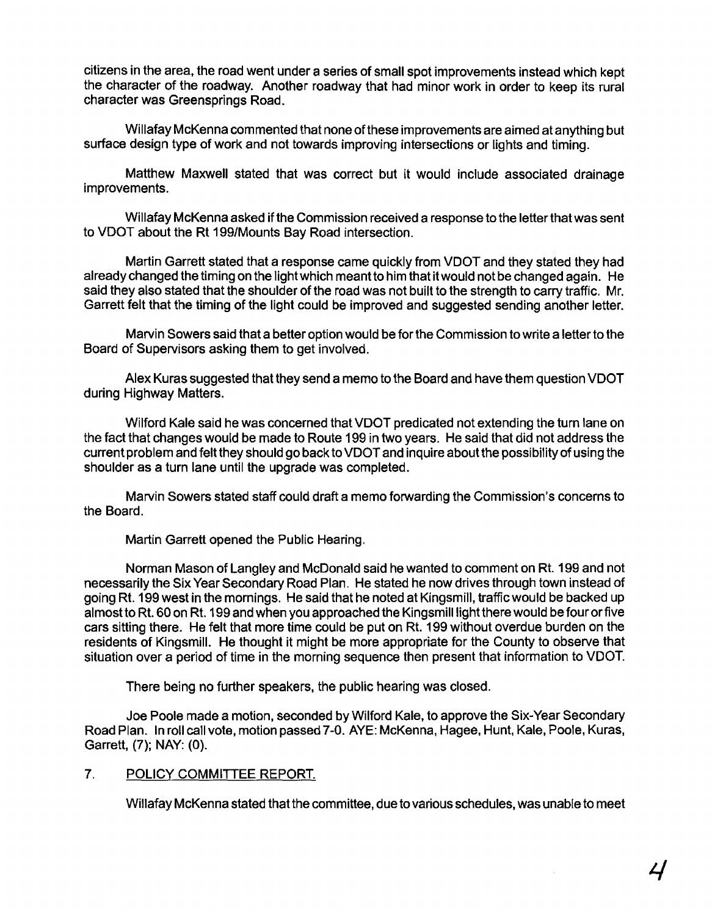citizens in the area, the road went under a series of small spot improvements instead which kept the character of the roadway. Another roadway that had minor work in order to keep its rural character was Greensprings Road.

Willafay McKenna commented that none of these improvements are aimed at anything but surface design type of work and not towards improving intersections or lights and timing.

Matthew Maxwell stated that was correct but it would include associated drainage improvements.

Willafay McKenna asked if the Commission received a response to the letter that was sent to VDOT about the Rt 199/Mounts Bay Road intersection.

Martin Garrett stated that a response came quickly from VDOT and they stated they had already changed the timing on the light which meant to him that it would not be changed again. He said they also stated that the shoulder of the road was not built to the strength to carry traffic. Mr. Garrett felt that the timing of the light could be improved and suggested sending another letter.

Marvin Sowers said that a better option would be for the Commission to write a letter to the Board of Supervisors asking them to get involved.

Alex Kuras suggested that they send a memo to the Board and have them question VDOT during Highway Matters.

Wilford Kale said he was concerned that VDOT predicated not extending the turn lane on the fact that changes would be made to Route 199 in two years. He said that did not address the current problem and felt they should go back to VDOT and inquire about the possibility of using the shoulder as a turn lane until the upgrade was completed.

Marvin Sowers stated staff could draft a memo forwarding the Commission's concerns to the Board.

Martin Garrett opened the Public Hearing.

Norman Mason of Langley and McDonald said he wanted to comment on Rt. 199 and not necessarily the Six Year Secondary Road Plan. He stated he now drives through town instead of going Rt. 199 west in the mornings. He said that he noted at Kingsmill, traffic would be backed up almost to Rt. 60 on Rt. 199 and when you approached the Kingsmill light there would be four or five cars sitting there. He felt that more time could be put on Rt. 199 without overdue burden on the residents of Kingsmill. He thought it might be more appropriate for the County to observe that situation over a period of time in the morning sequence then present that information to VDOT.

There being no further speakers, the public hearing was closed.

Joe Poole made a motion, seconded by Wilford Kale, to approve the Six-Year Secondary Road Plan. In roll call vote, motion passed 7-0. AYE: McKenna, Hagee, Hunt, Kale, Poole, Kuras, Garrett, (7); NAY: (0).

7. POLICY COMMITTEE REPORT.

Willafay McKenna stated that the committee, due to various schedules, was unable to meet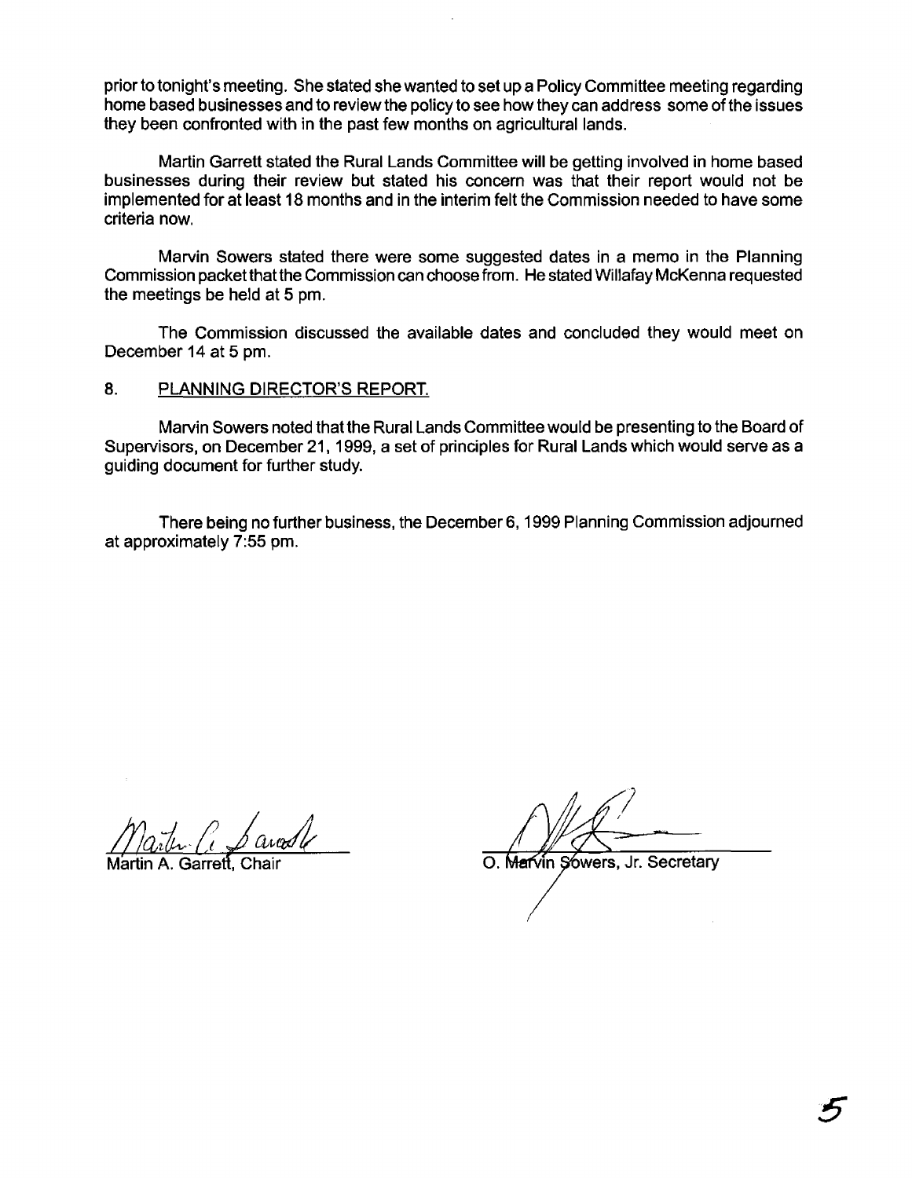prior to tonight's meeting. She stated she wanted to set up a Policy Committee meeting regarding home based businesses and to review the policy to see how they can address some of the issues they been confronted with in the past few months on agricultural lands.

Martin Garrett stated the Rural Lands Committee will be getting involved in home based businesses during their review but stated his concern was that their report would not be implemented for at least 18 months and in the interim felt the Commission needed to have some criteria now.

Marvin Sowers stated there were some suggested dates in a memo in the Planning Commission packet that the Commission can choose from. He stated Willafay McKenna requested the meetings be held at 5 pm.

The Commission discussed the available dates and concluded they would meet on December 14 at 5 pm.

## 8. PLANNING DIRECTOR'S REPORT.

Marvin Sowers noted that the Rural Lands Committee would be presenting to the Board of Supervisors, on December 21, 1999, a set of principles for Rural Lands which would serve as a guiding document for further study.

There being no further business, the December 6, 1999 Planning Commission adjourned at approximately 7:55 pm.

Martin A. Garrett, Chair

O. Marvin Sowers, Jr. Secretary